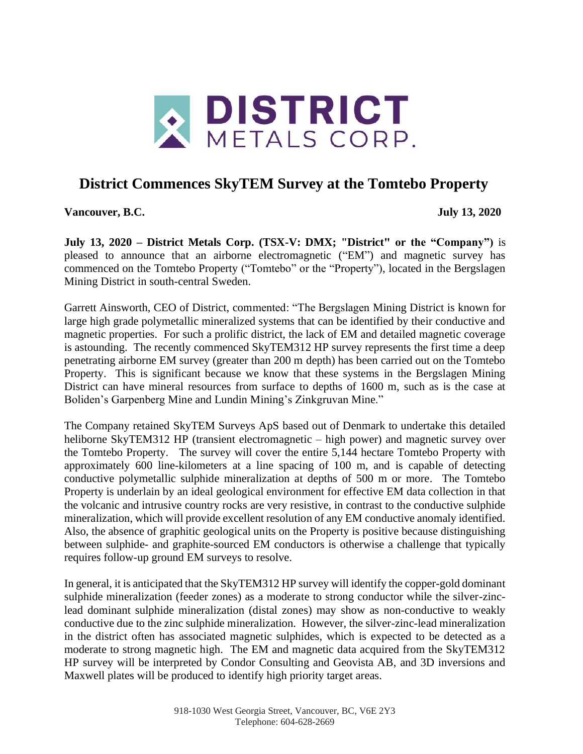# District Commences SkyTEM Survey at the Tomtebo Property

**Vancouver, B.C.** **July 13, 2020**

**July 13, 2020 – District Metals Corp. (TSX-V: DMX; "District" or the "Company")** is pleased to announce that an airborne electromagnetic ("EM") and magnetic survey has commenced on the Tomtebo Property ("Tomtebo" or the "Property"), located in the Bergslagen Mining District in south-central Sweden.

Garrett Ainsworth, CEO of District, commented: "The Bergslagen Mining District is known for large high grade polymetallic mineralized systems that can be identified by their conductive and magnetic properties. For such a prolific district, the lack of EM and detailed magnetic coverage is astounding. The recently commenced SkyTEM312 HP survey represents the first time a deep penetrating airborne EM survey (greater than 200 m depth) has been carried out on the Tomtebo Property. This is significant because we know that these systems in the Bergslagen Mining District can have mineral resources from surface to depths of 1600 m, such as is the case at Boliden's Garpenberg Mine and Lundin Mining's Zinkgruvan Mine."

The Company retained SkyTEM Surveys ApS based out of Denmark to undertake this detailed heliborne SkyTEM312 HP (transient electromagnetic – high power) and magnetic survey over the Tomtebo Property. The survey will cover the entire 5,144 hectare Tomtebo Property with approximately 600 line-kilometers at a line spacing of 100 m, and is capable of detecting conductive polymetallic sulphide mineralization at depths of 500 m or more. The Tomtebo Property is underlain by an ideal geological environment for effective EM data collection in that the volcanic and intrusive country rocks are very resistive, in contrast to the conductive sulphide mineralization, which will provide excellent resolution of any EM conductive anomaly identified. Also, the absence of graphitic geological units on the Property is positive because distinguishing between sulphide- and graphite-sourced EM conductors is otherwise a challenge that typically requires follow-up ground EM surveys to resolve.

In general, it is anticipated that the SkyTEM312 HP survey will identify the copper-gold dominant sulphide mineralization (feeder zones) as a moderate to strong conductor while the silver-zinc-lead dominant sulphide mineralization (distal zones) may show as non-conductive to weakly conductive due to the zinc sulphide mineralization. However, the silver-zinc-lead mineralization in the district often has associated magnetic sulphides, which is expected to be detected as a moderate to strong magnetic high. The EM and magnetic data acquired from the SkyTEM312 HP survey will be interpreted by Condor Consulting and Geovista AB, and 3D inversions and Maxwell plates will be produced to identify high priority target areas.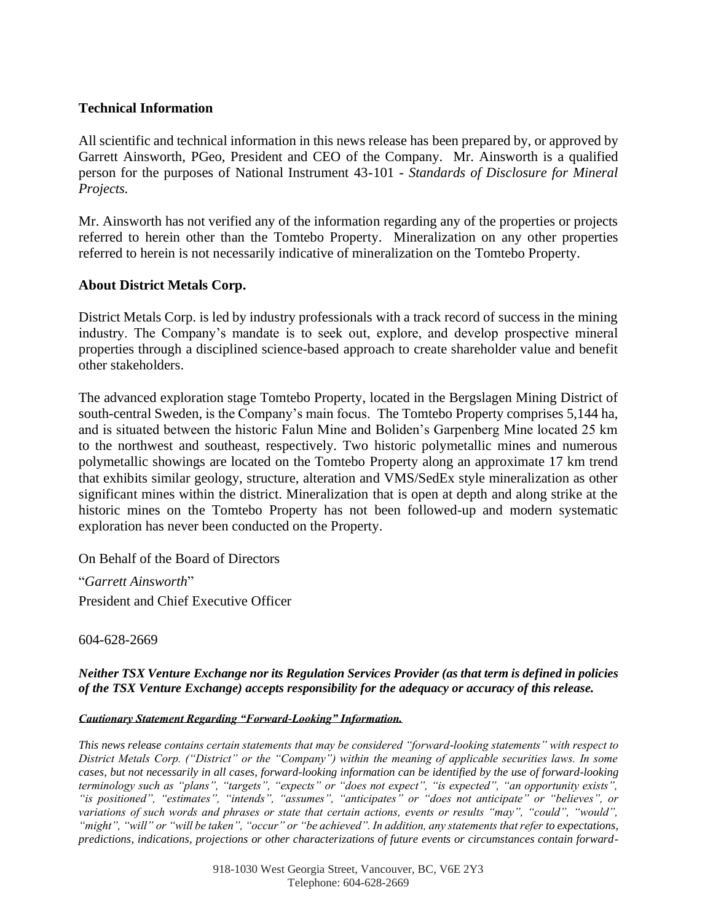## Technical Information

All scientific and technical information in this news release has been prepared by, or approved by Garrett Ainsworth, PGeo, President and CEO of the Company. Mr. Ainsworth is a qualified person for the purposes of National Instrument 43-101 - *Standards of Disclosure for Mineral Projects.*

Mr. Ainsworth has not verified any of the information regarding any of the properties or projects referred to herein other than the Tomtebo Property. Mineralization on any other properties referred to herein is not necessarily indicative of mineralization on the Tomtebo Property.

## About District Metals Corp.

District Metals Corp. is led by industry professionals with a track record of success in the mining industry. The Company's mandate is to seek out, explore, and develop prospective mineral properties through a disciplined science-based approach to create shareholder value and benefit other stakeholders.

The advanced exploration stage Tomtebo Property, located in the Bergslagen Mining District of south-central Sweden, is the Company's main focus. The Tomtebo Property comprises 5,144 ha, and is situated between the historic Falun Mine and Boliden's Garpenberg Mine located 25 km to the northwest and southeast, respectively. Two historic polymetallic mines and numerous polymetallic showings are located on the Tomtebo Property along an approximate 17 km trend that exhibits similar geology, structure, alteration and VMS/SedEx style mineralization as other significant mines within the district. Mineralization that is open at depth and along strike at the historic mines on the Tomtebo Property has not been followed-up and modern systematic exploration has never been conducted on the Property.

On Behalf of the Board of Directors

"*Garrett Ainsworth*"

President and Chief Executive Officer

604-628-2669

***Neither TSX Venture Exchange nor its Regulation Services Provider (as that term is defined in policies of the TSX Venture Exchange) accepts responsibility for the adequacy or accuracy of this release.***

***Cautionary Statement Regarding "Forward-Looking" Information.***

*This news release contains certain statements that may be considered "forward-looking statements" with respect to District Metals Corp. ("District" or the "Company") within the meaning of applicable securities laws. In some cases, but not necessarily in all cases, forward-looking information can be identified by the use of forward-looking terminology such as "plans", "targets", "expects" or "does not expect", "is expected", "an opportunity exists", "is positioned", "estimates", "intends", "assumes", "anticipates" or "does not anticipate" or "believes", or variations of such words and phrases or state that certain actions, events or results "may", "could", "would", "might", "will" or "will be taken", "occur" or "be achieved". In addition, any statements that refer to expectations, predictions, indications, projections or other characterizations of future events or circumstances contain forward-*

918-1030 West Georgia Street, Vancouver, BC, V6E 2Y3
Telephone: 604-628-2669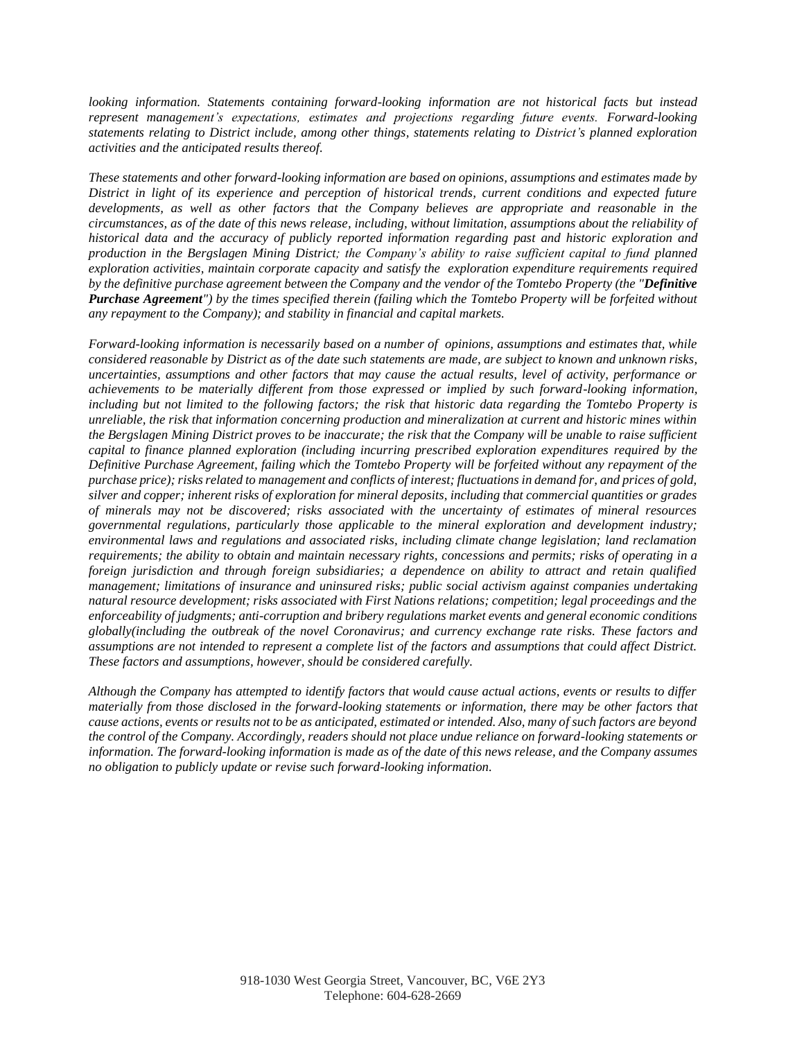*looking information. Statements containing forward-looking information are not historical facts but instead represent management's expectations, estimates and projections regarding future events. Forward-looking statements relating to District include, among other things, statements relating to District's planned exploration activities and the anticipated results thereof.*

*These statements and other forward-looking information are based on opinions, assumptions and estimates made by District in light of its experience and perception of historical trends, current conditions and expected future developments, as well as other factors that the Company believes are appropriate and reasonable in the circumstances, as of the date of this news release, including, without limitation, assumptions about the reliability of historical data and the accuracy of publicly reported information regarding past and historic exploration and production in the Bergslagen Mining District; the Company's ability to raise sufficient capital to fund planned exploration activities, maintain corporate capacity and satisfy the exploration expenditure requirements required by the definitive purchase agreement between the Company and the vendor of the Tomtebo Property (the "**Definitive Purchase Agreement**") by the times specified therein (failing which the Tomtebo Property will be forfeited without any repayment to the Company); and stability in financial and capital markets.*

*Forward-looking information is necessarily based on a number of opinions, assumptions and estimates that, while considered reasonable by District as of the date such statements are made, are subject to known and unknown risks, uncertainties, assumptions and other factors that may cause the actual results, level of activity, performance or achievements to be materially different from those expressed or implied by such forward-looking information, including but not limited to the following factors; the risk that historic data regarding the Tomtebo Property is unreliable, the risk that information concerning production and mineralization at current and historic mines within the Bergslagen Mining District proves to be inaccurate; the risk that the Company will be unable to raise sufficient capital to finance planned exploration (including incurring prescribed exploration expenditures required by the Definitive Purchase Agreement, failing which the Tomtebo Property will be forfeited without any repayment of the purchase price); risks related to management and conflicts of interest; fluctuations in demand for, and prices of gold, silver and copper; inherent risks of exploration for mineral deposits, including that commercial quantities or grades of minerals may not be discovered; risks associated with the uncertainty of estimates of mineral resources governmental regulations, particularly those applicable to the mineral exploration and development industry; environmental laws and regulations and associated risks, including climate change legislation; land reclamation requirements; the ability to obtain and maintain necessary rights, concessions and permits; risks of operating in a foreign jurisdiction and through foreign subsidiaries; a dependence on ability to attract and retain qualified management; limitations of insurance and uninsured risks; public social activism against companies undertaking natural resource development; risks associated with First Nations relations; competition; legal proceedings and the enforceability of judgments; anti-corruption and bribery regulations market events and general economic conditions globally(including the outbreak of the novel Coronavirus; and currency exchange rate risks. These factors and assumptions are not intended to represent a complete list of the factors and assumptions that could affect District. These factors and assumptions, however, should be considered carefully.*

*Although the Company has attempted to identify factors that would cause actual actions, events or results to differ materially from those disclosed in the forward-looking statements or information, there may be other factors that cause actions, events or results not to be as anticipated, estimated or intended. Also, many of such factors are beyond the control of the Company. Accordingly, readers should not place undue reliance on forward-looking statements or information. The forward-looking information is made as of the date of this news release, and the Company assumes no obligation to publicly update or revise such forward-looking information.*

918-1030 West Georgia Street, Vancouver, BC, V6E 2Y3
Telephone: 604-628-2669